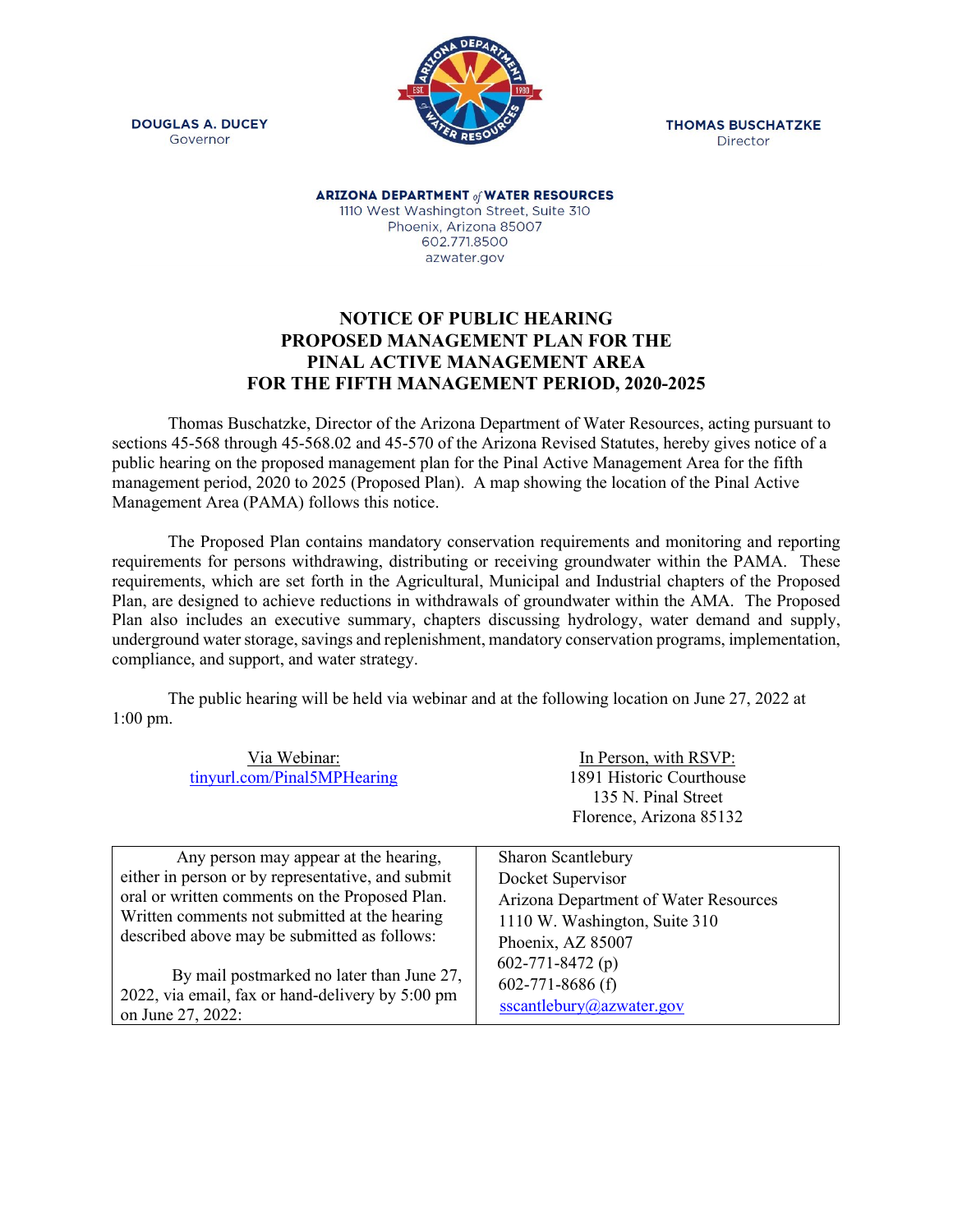DOUGLAS A. DUCEY
Governor

THOMAS BUSCHATZKE
Director

**ARIZONA DEPARTMENT of WATER RESOURCES**
1110 West Washington Street, Suite 310
Phoenix, Arizona 85007
602.771.8500
azwater.gov

# NOTICE OF PUBLIC HEARING
# PROPOSED MANAGEMENT PLAN FOR THE PINAL ACTIVE MANAGEMENT AREA FOR THE FIFTH MANAGEMENT PERIOD, 2020-2025

Thomas Buschatzke, Director of the Arizona Department of Water Resources, acting pursuant to sections 45-568 through 45-568.02 and 45-570 of the Arizona Revised Statutes, hereby gives notice of a public hearing on the proposed management plan for the Pinal Active Management Area for the fifth management period, 2020 to 2025 (Proposed Plan). A map showing the location of the Pinal Active Management Area (PAMA) follows this notice.

The Proposed Plan contains mandatory conservation requirements and monitoring and reporting requirements for persons withdrawing, distributing or receiving groundwater within the PAMA. These requirements, which are set forth in the Agricultural, Municipal and Industrial chapters of the Proposed Plan, are designed to achieve reductions in withdrawals of groundwater within the AMA. The Proposed Plan also includes an executive summary, chapters discussing hydrology, water demand and supply, underground water storage, savings and replenishment, mandatory conservation programs, implementation, compliance, and support, and water strategy.

The public hearing will be held via webinar and at the following location on June 27, 2022 at 1:00 pm.

Via Webinar:
tinyurl.com/Pinal5MPHearing

In Person, with RSVP:
1891 Historic Courthouse
135 N. Pinal Street
Florence, Arizona 85132

| Any person may appear at the hearing, either in person or by representative, and submit oral or written comments on the Proposed Plan. Written comments not submitted at the hearing described above may be submitted as follows: By mail postmarked no later than June 27, 2022, via email, fax or hand-delivery by 5:00 pm on June 27, 2022: | Sharon Scantlebury<br>Docket Supervisor<br>Arizona Department of Water Resources<br>1110 W. Washington, Suite 310<br>Phoenix, AZ 85007<br>602-771-8472 (p)<br>602-771-8686 (f)<br>sscantlebury@azwater.gov |
|---|---|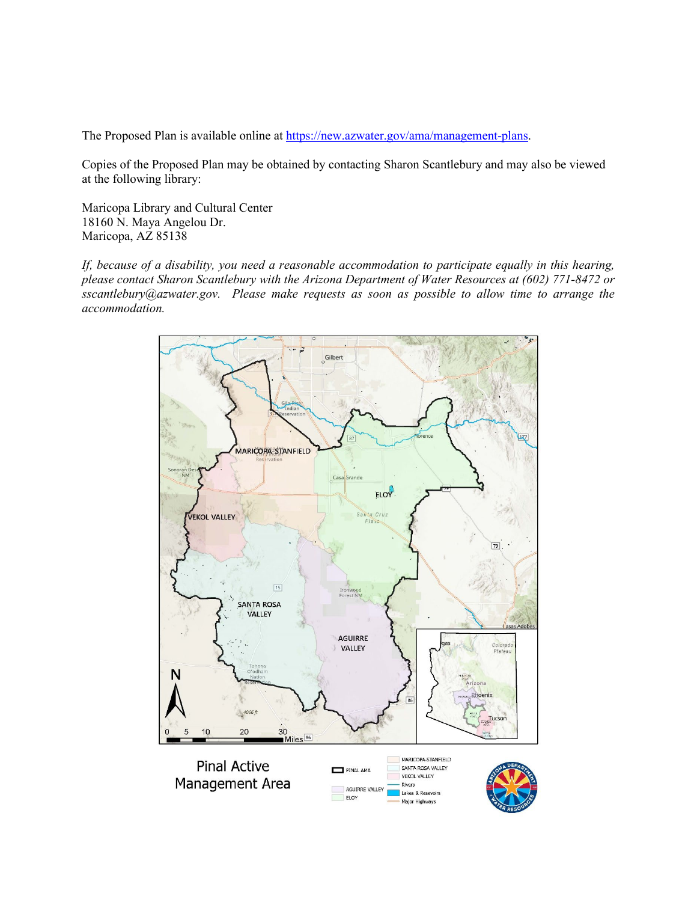The Proposed Plan is available online at https://new.azwater.gov/ama/management-plans.

Copies of the Proposed Plan may be obtained by contacting Sharon Scantlebury and may also be viewed at the following library:

Maricopa Library and Cultural Center
18160 N. Maya Angelou Dr.
Maricopa, AZ 85138

*If, because of a disability, you need a reasonable accommodation to participate equally in this hearing, please contact Sharon Scantlebury with the Arizona Department of Water Resources at (602) 771-8472 or sscantlebury@azwater.gov. Please make requests as soon as possible to allow time to arrange the accommodation.*

MARICOPA-STANFIELD
VEKOL VALLEY
SANTA ROSA VALLEY
AGUIRRE VALLEY
ELOY

Pinal Active Management Area

PINAL AMA
AGUIRRE VALLEY
ELOY
MARICOPA-STANFIELD
SANTA ROSA VALLEY
VEKOL VALLEY
Rivers
Lakes & Reservoirs
Major Highways

0 5 10 20 30 Miles